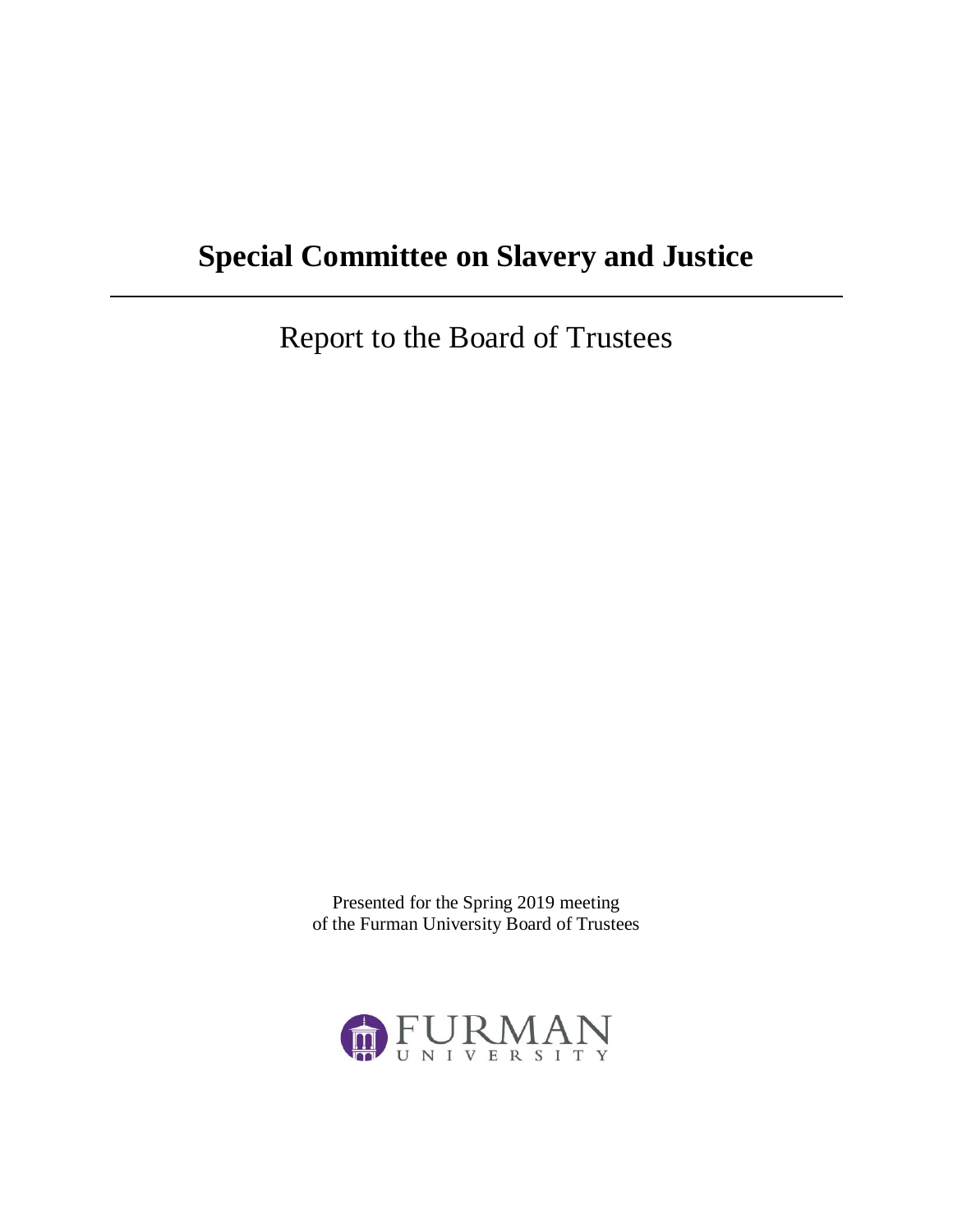# Special Committee on Slavery and Justice

---

Report to the Board of Trustees

Presented for the Spring 2019 meeting
of the Furman University Board of Trustees

FURMAN
UNIVERSITY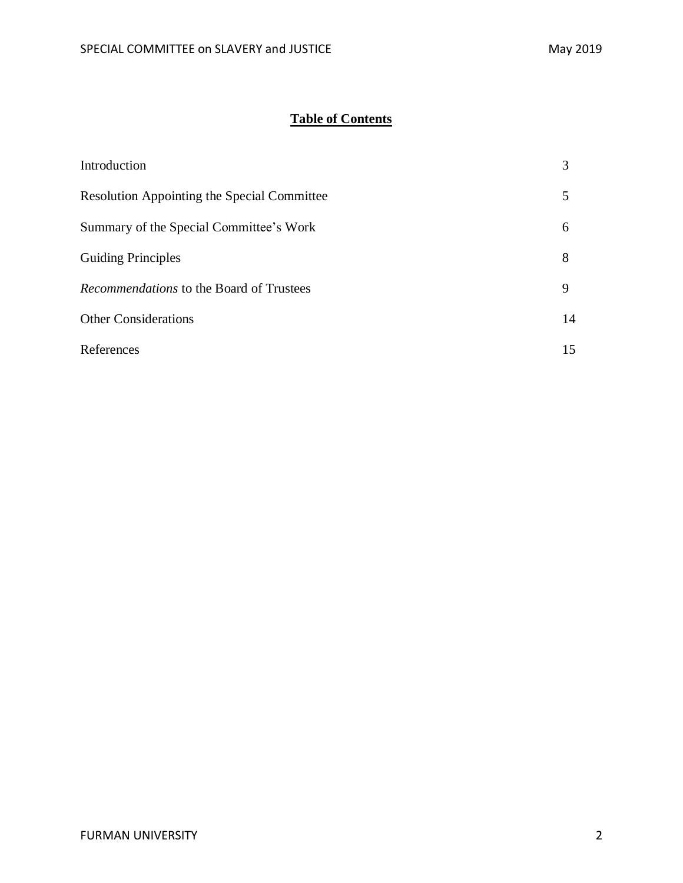## **Table of Contents**

| | |
|---|---|
| Introduction | 3 |
| Resolution Appointing the Special Committee | 5 |
| Summary of the Special Committee's Work | 6 |
| Guiding Principles | 8 |
| *Recommendations* to the Board of Trustees | 9 |
| Other Considerations | 14 |
| References | 15 |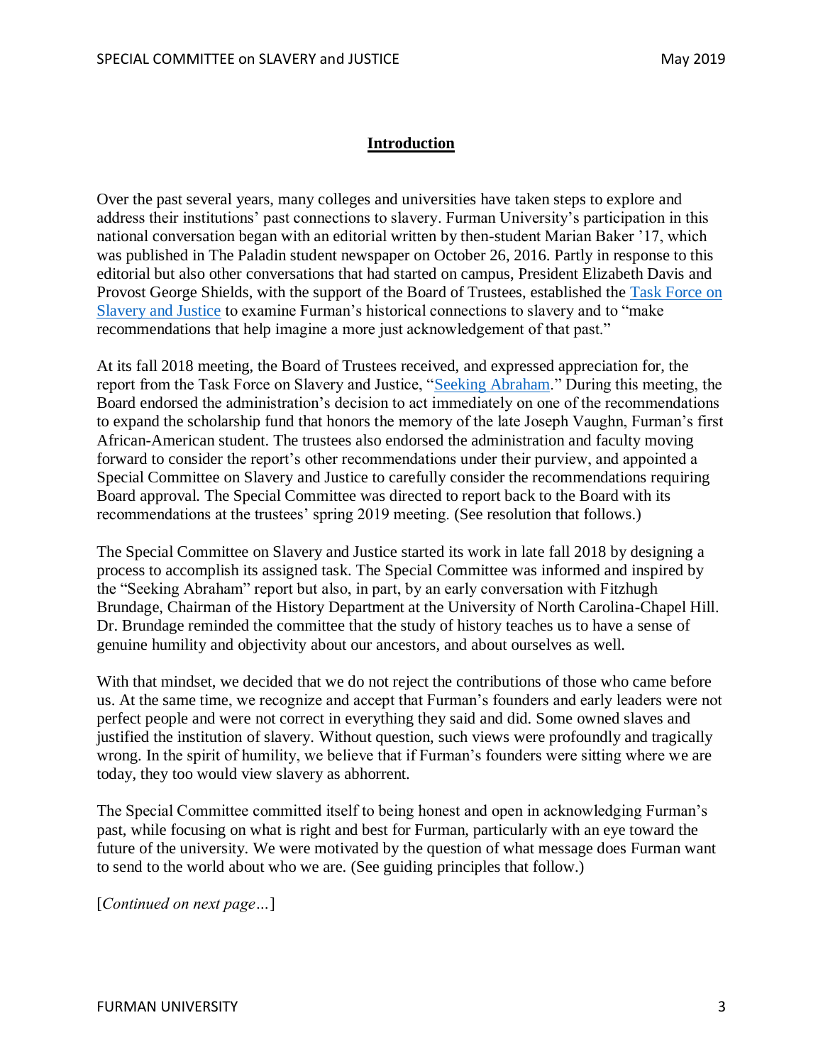## Introduction

Over the past several years, many colleges and universities have taken steps to explore and address their institutions' past connections to slavery. Furman University's participation in this national conversation began with an editorial written by then-student Marian Baker '17, which was published in The Paladin student newspaper on October 26, 2016. Partly in response to this editorial but also other conversations that had started on campus, President Elizabeth Davis and Provost George Shields, with the support of the Board of Trustees, established the Task Force on Slavery and Justice to examine Furman's historical connections to slavery and to "make recommendations that help imagine a more just acknowledgement of that past."

At its fall 2018 meeting, the Board of Trustees received, and expressed appreciation for, the report from the Task Force on Slavery and Justice, "Seeking Abraham." During this meeting, the Board endorsed the administration's decision to act immediately on one of the recommendations to expand the scholarship fund that honors the memory of the late Joseph Vaughn, Furman's first African-American student. The trustees also endorsed the administration and faculty moving forward to consider the report's other recommendations under their purview, and appointed a Special Committee on Slavery and Justice to carefully consider the recommendations requiring Board approval. The Special Committee was directed to report back to the Board with its recommendations at the trustees' spring 2019 meeting. (See resolution that follows.)

The Special Committee on Slavery and Justice started its work in late fall 2018 by designing a process to accomplish its assigned task. The Special Committee was informed and inspired by the "Seeking Abraham" report but also, in part, by an early conversation with Fitzhugh Brundage, Chairman of the History Department at the University of North Carolina-Chapel Hill. Dr. Brundage reminded the committee that the study of history teaches us to have a sense of genuine humility and objectivity about our ancestors, and about ourselves as well.

With that mindset, we decided that we do not reject the contributions of those who came before us. At the same time, we recognize and accept that Furman's founders and early leaders were not perfect people and were not correct in everything they said and did. Some owned slaves and justified the institution of slavery. Without question, such views were profoundly and tragically wrong. In the spirit of humility, we believe that if Furman's founders were sitting where we are today, they too would view slavery as abhorrent.

The Special Committee committed itself to being honest and open in acknowledging Furman's past, while focusing on what is right and best for Furman, particularly with an eye toward the future of the university. We were motivated by the question of what message does Furman want to send to the world about who we are. (See guiding principles that follow.)

[*Continued on next page…*]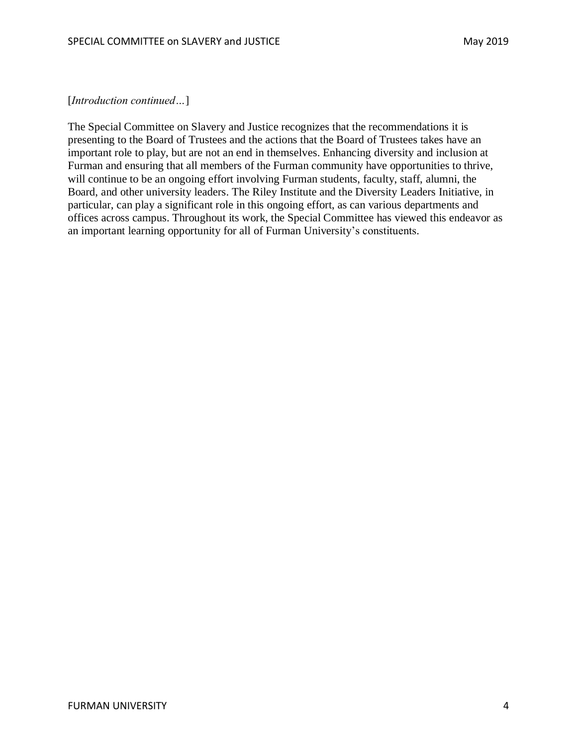[*Introduction continued…*]

The Special Committee on Slavery and Justice recognizes that the recommendations it is presenting to the Board of Trustees and the actions that the Board of Trustees takes have an important role to play, but are not an end in themselves. Enhancing diversity and inclusion at Furman and ensuring that all members of the Furman community have opportunities to thrive, will continue to be an ongoing effort involving Furman students, faculty, staff, alumni, the Board, and other university leaders. The Riley Institute and the Diversity Leaders Initiative, in particular, can play a significant role in this ongoing effort, as can various departments and offices across campus. Throughout its work, the Special Committee has viewed this endeavor as an important learning opportunity for all of Furman University's constituents.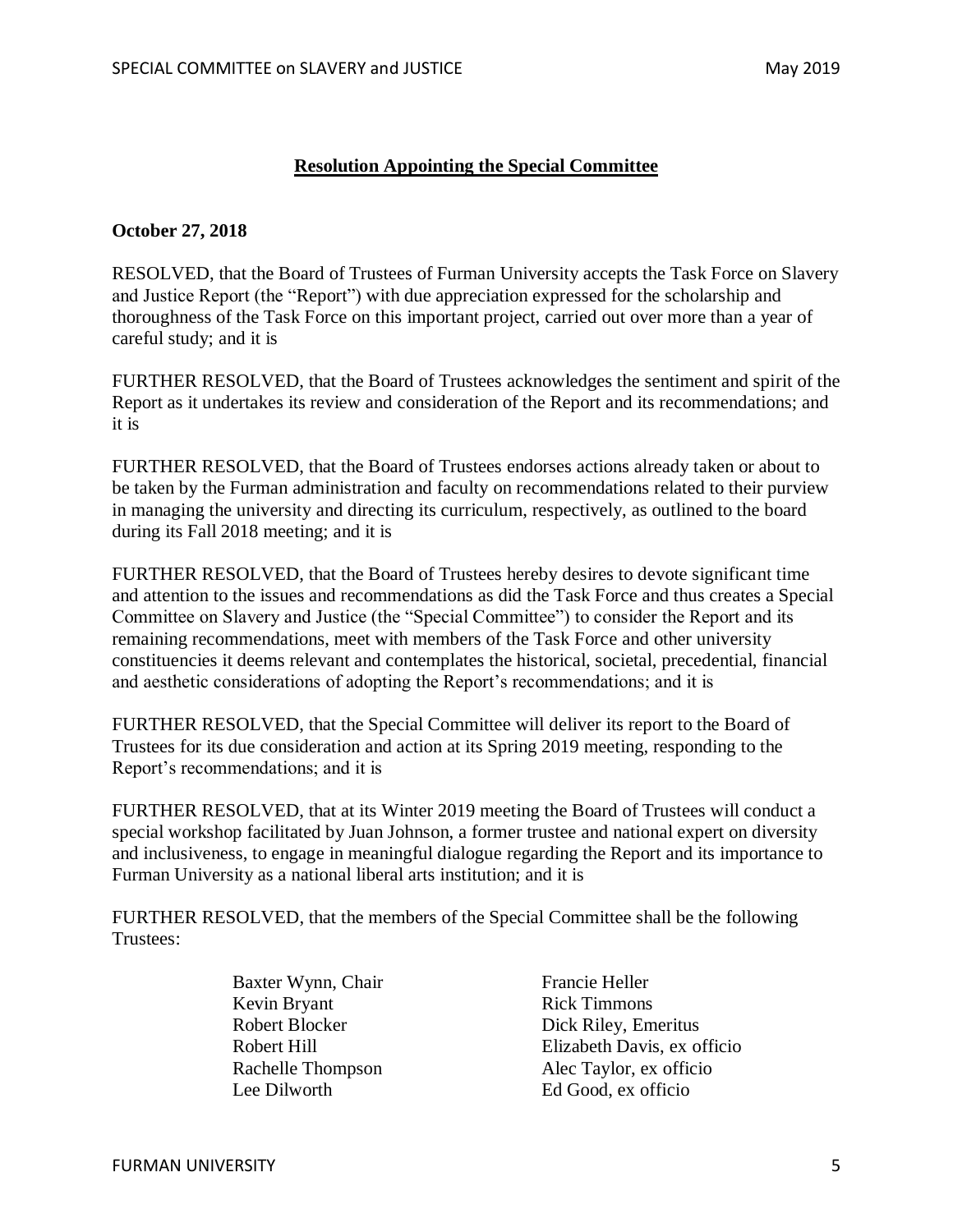## Resolution Appointing the Special Committee

**October 27, 2018**

RESOLVED, that the Board of Trustees of Furman University accepts the Task Force on Slavery and Justice Report (the "Report") with due appreciation expressed for the scholarship and thoroughness of the Task Force on this important project, carried out over more than a year of careful study; and it is

FURTHER RESOLVED, that the Board of Trustees acknowledges the sentiment and spirit of the Report as it undertakes its review and consideration of the Report and its recommendations; and it is

FURTHER RESOLVED, that the Board of Trustees endorses actions already taken or about to be taken by the Furman administration and faculty on recommendations related to their purview in managing the university and directing its curriculum, respectively, as outlined to the board during its Fall 2018 meeting; and it is

FURTHER RESOLVED, that the Board of Trustees hereby desires to devote significant time and attention to the issues and recommendations as did the Task Force and thus creates a Special Committee on Slavery and Justice (the "Special Committee") to consider the Report and its remaining recommendations, meet with members of the Task Force and other university constituencies it deems relevant and contemplates the historical, societal, precedential, financial and aesthetic considerations of adopting the Report's recommendations; and it is

FURTHER RESOLVED, that the Special Committee will deliver its report to the Board of Trustees for its due consideration and action at its Spring 2019 meeting, responding to the Report's recommendations; and it is

FURTHER RESOLVED, that at its Winter 2019 meeting the Board of Trustees will conduct a special workshop facilitated by Juan Johnson, a former trustee and national expert on diversity and inclusiveness, to engage in meaningful dialogue regarding the Report and its importance to Furman University as a national liberal arts institution; and it is

FURTHER RESOLVED, that the members of the Special Committee shall be the following Trustees:

Baxter Wynn, Chair
Kevin Bryant
Robert Blocker
Robert Hill
Rachelle Thompson
Lee Dilworth
Francie Heller
Rick Timmons
Dick Riley, Emeritus
Elizabeth Davis, ex officio
Alec Taylor, ex officio
Ed Good, ex officio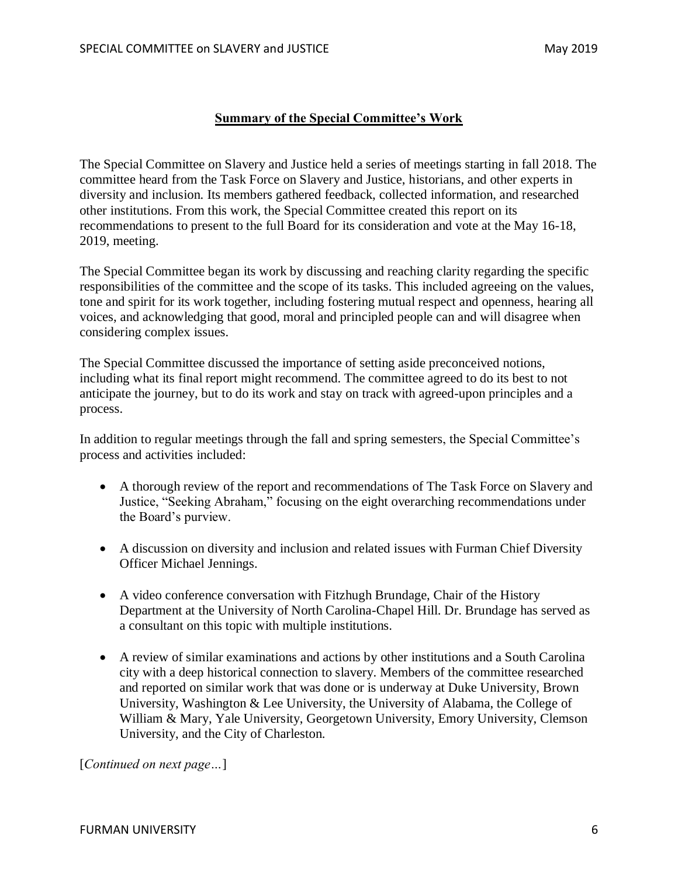## Summary of the Special Committee's Work

The Special Committee on Slavery and Justice held a series of meetings starting in fall 2018. The committee heard from the Task Force on Slavery and Justice, historians, and other experts in diversity and inclusion. Its members gathered feedback, collected information, and researched other institutions. From this work, the Special Committee created this report on its recommendations to present to the full Board for its consideration and vote at the May 16-18, 2019, meeting.

The Special Committee began its work by discussing and reaching clarity regarding the specific responsibilities of the committee and the scope of its tasks. This included agreeing on the values, tone and spirit for its work together, including fostering mutual respect and openness, hearing all voices, and acknowledging that good, moral and principled people can and will disagree when considering complex issues.

The Special Committee discussed the importance of setting aside preconceived notions, including what its final report might recommend. The committee agreed to do its best to not anticipate the journey, but to do its work and stay on track with agreed-upon principles and a process.

In addition to regular meetings through the fall and spring semesters, the Special Committee's process and activities included:

- A thorough review of the report and recommendations of The Task Force on Slavery and Justice, "Seeking Abraham," focusing on the eight overarching recommendations under the Board's purview.
- A discussion on diversity and inclusion and related issues with Furman Chief Diversity Officer Michael Jennings.
- A video conference conversation with Fitzhugh Brundage, Chair of the History Department at the University of North Carolina-Chapel Hill. Dr. Brundage has served as a consultant on this topic with multiple institutions.
- A review of similar examinations and actions by other institutions and a South Carolina city with a deep historical connection to slavery. Members of the committee researched and reported on similar work that was done or is underway at Duke University, Brown University, Washington & Lee University, the University of Alabama, the College of William & Mary, Yale University, Georgetown University, Emory University, Clemson University, and the City of Charleston.

[*Continued on next page…*]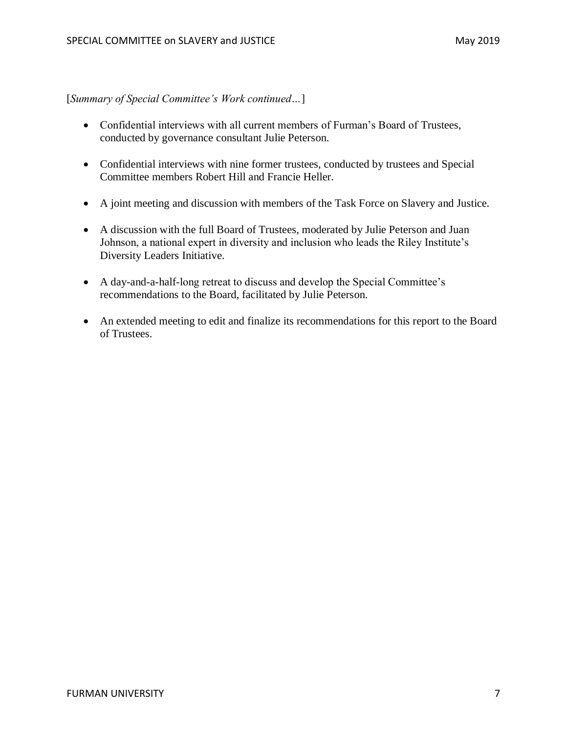[*Summary of Special Committee's Work continued…*]

- Confidential interviews with all current members of Furman's Board of Trustees, conducted by governance consultant Julie Peterson.

- Confidential interviews with nine former trustees, conducted by trustees and Special Committee members Robert Hill and Francie Heller.

- A joint meeting and discussion with members of the Task Force on Slavery and Justice.

- A discussion with the full Board of Trustees, moderated by Julie Peterson and Juan Johnson, a national expert in diversity and inclusion who leads the Riley Institute's Diversity Leaders Initiative.

- A day-and-a-half-long retreat to discuss and develop the Special Committee's recommendations to the Board, facilitated by Julie Peterson.

- An extended meeting to edit and finalize its recommendations for this report to the Board of Trustees.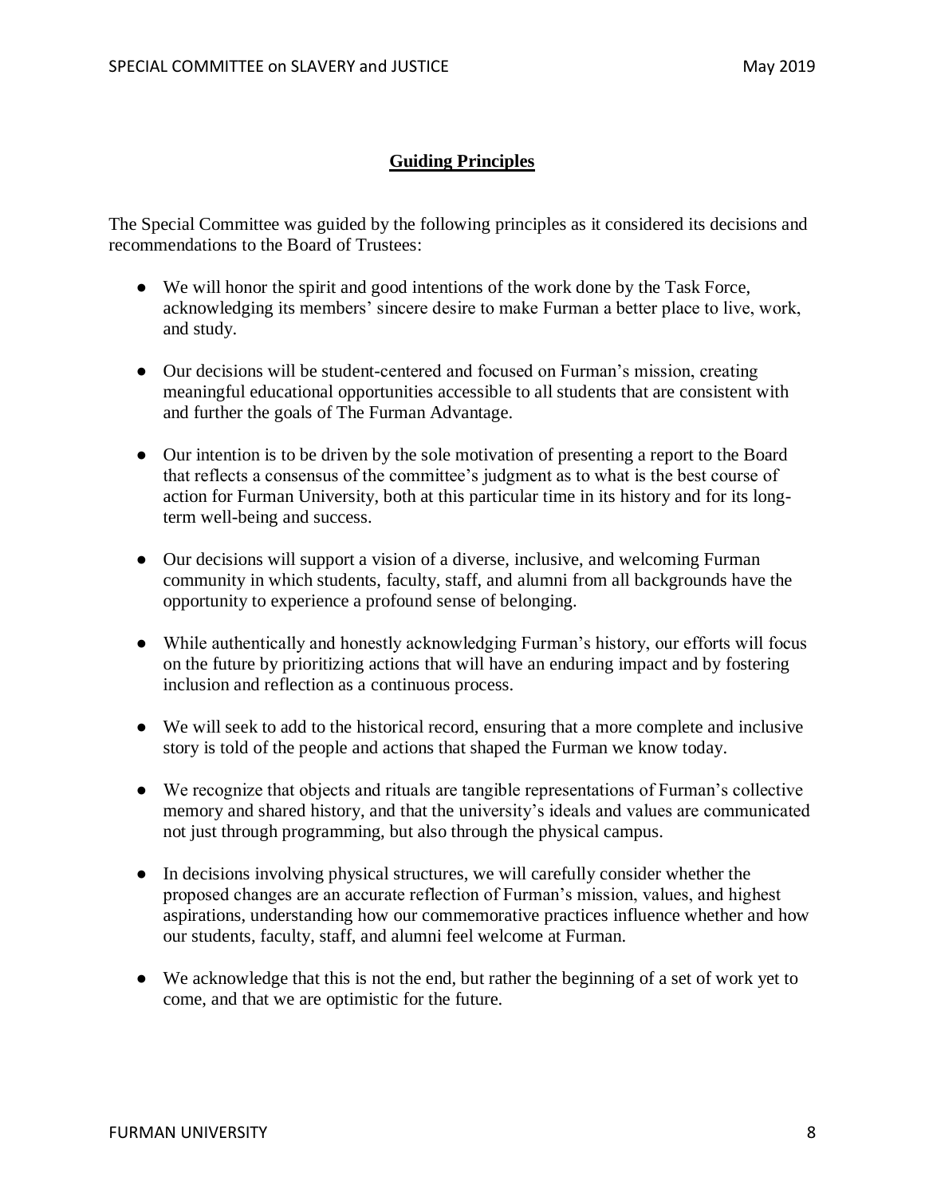## Guiding Principles

The Special Committee was guided by the following principles as it considered its decisions and recommendations to the Board of Trustees:

- We will honor the spirit and good intentions of the work done by the Task Force, acknowledging its members' sincere desire to make Furman a better place to live, work, and study.

- Our decisions will be student-centered and focused on Furman's mission, creating meaningful educational opportunities accessible to all students that are consistent with and further the goals of The Furman Advantage.

- Our intention is to be driven by the sole motivation of presenting a report to the Board that reflects a consensus of the committee's judgment as to what is the best course of action for Furman University, both at this particular time in its history and for its long-term well-being and success.

- Our decisions will support a vision of a diverse, inclusive, and welcoming Furman community in which students, faculty, staff, and alumni from all backgrounds have the opportunity to experience a profound sense of belonging.

- While authentically and honestly acknowledging Furman's history, our efforts will focus on the future by prioritizing actions that will have an enduring impact and by fostering inclusion and reflection as a continuous process.

- We will seek to add to the historical record, ensuring that a more complete and inclusive story is told of the people and actions that shaped the Furman we know today.

- We recognize that objects and rituals are tangible representations of Furman's collective memory and shared history, and that the university's ideals and values are communicated not just through programming, but also through the physical campus.

- In decisions involving physical structures, we will carefully consider whether the proposed changes are an accurate reflection of Furman's mission, values, and highest aspirations, understanding how our commemorative practices influence whether and how our students, faculty, staff, and alumni feel welcome at Furman.

- We acknowledge that this is not the end, but rather the beginning of a set of work yet to come, and that we are optimistic for the future.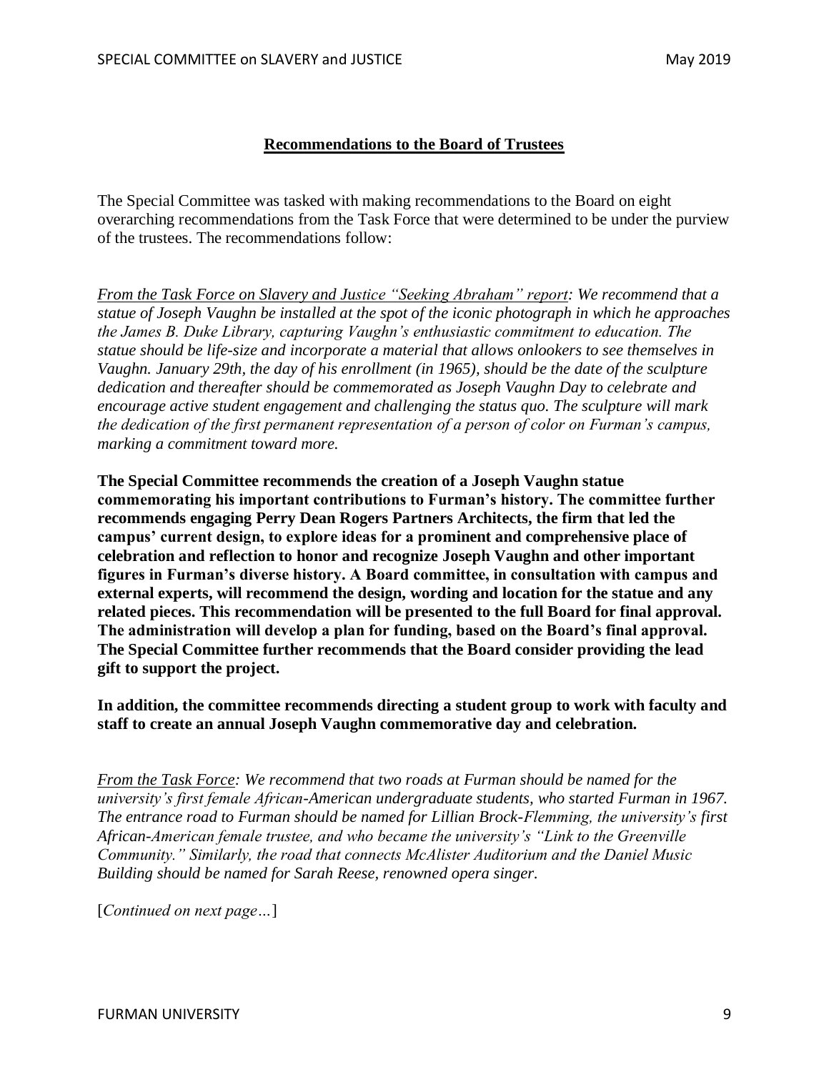**Recommendations to the Board of Trustees**

The Special Committee was tasked with making recommendations to the Board on eight overarching recommendations from the Task Force that were determined to be under the purview of the trustees. The recommendations follow:

*From the Task Force on Slavery and Justice "Seeking Abraham" report: We recommend that a statue of Joseph Vaughn be installed at the spot of the iconic photograph in which he approaches the James B. Duke Library, capturing Vaughn's enthusiastic commitment to education. The statue should be life-size and incorporate a material that allows onlookers to see themselves in Vaughn. January 29th, the day of his enrollment (in 1965), should be the date of the sculpture dedication and thereafter should be commemorated as Joseph Vaughn Day to celebrate and encourage active student engagement and challenging the status quo. The sculpture will mark the dedication of the first permanent representation of a person of color on Furman's campus, marking a commitment toward more.*

**The Special Committee recommends the creation of a Joseph Vaughn statue commemorating his important contributions to Furman's history. The committee further recommends engaging Perry Dean Rogers Partners Architects, the firm that led the campus' current design, to explore ideas for a prominent and comprehensive place of celebration and reflection to honor and recognize Joseph Vaughn and other important figures in Furman's diverse history. A Board committee, in consultation with campus and external experts, will recommend the design, wording and location for the statue and any related pieces. This recommendation will be presented to the full Board for final approval. The administration will develop a plan for funding, based on the Board's final approval. The Special Committee further recommends that the Board consider providing the lead gift to support the project.**

**In addition, the committee recommends directing a student group to work with faculty and staff to create an annual Joseph Vaughn commemorative day and celebration.**

*From the Task Force: We recommend that two roads at Furman should be named for the university's first female African-American undergraduate students, who started Furman in 1967. The entrance road to Furman should be named for Lillian Brock-Flemming, the university's first African-American female trustee, and who became the university's "Link to the Greenville Community." Similarly, the road that connects McAlister Auditorium and the Daniel Music Building should be named for Sarah Reese, renowned opera singer.*

[*Continued on next page…*]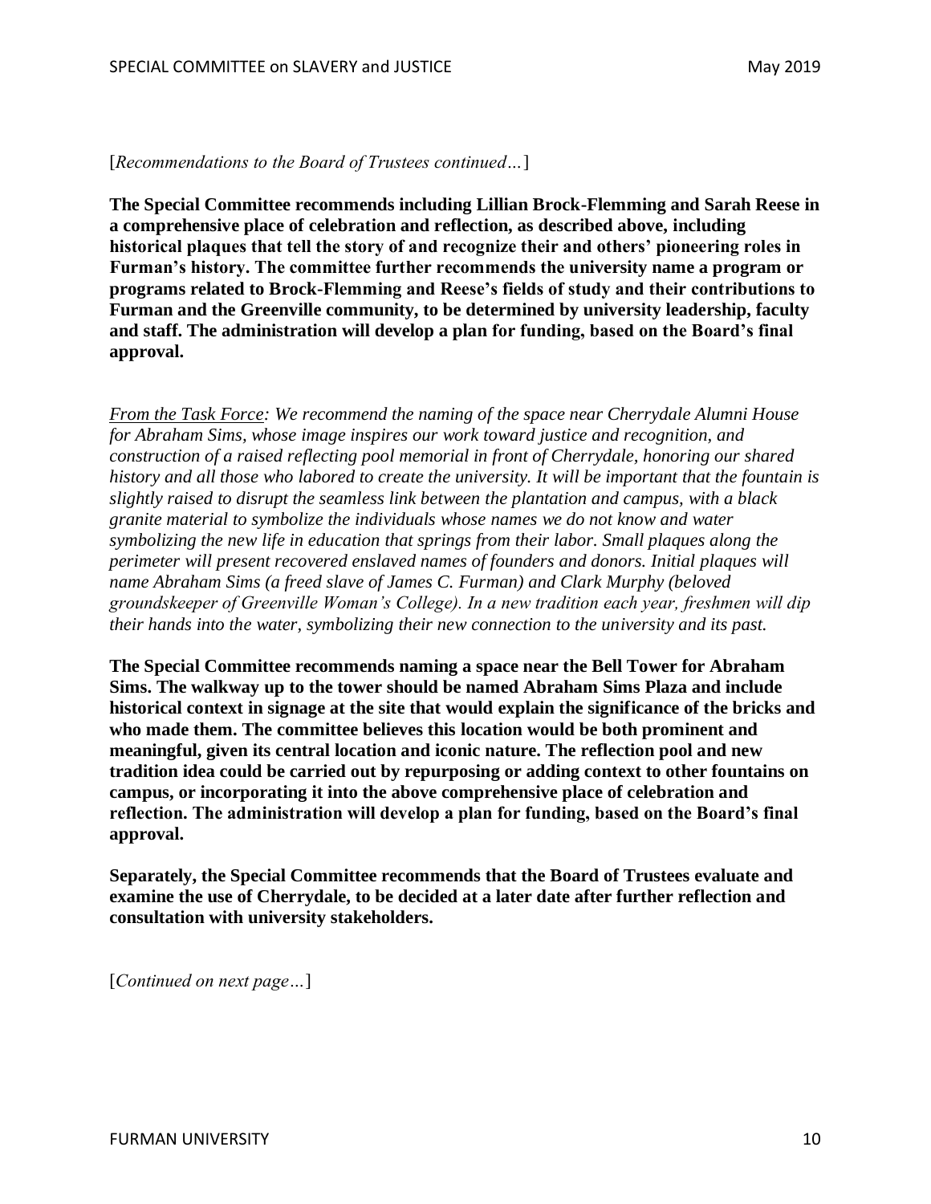[*Recommendations to the Board of Trustees continued…*]

**The Special Committee recommends including Lillian Brock-Flemming and Sarah Reese in a comprehensive place of celebration and reflection, as described above, including historical plaques that tell the story of and recognize their and others' pioneering roles in Furman's history. The committee further recommends the university name a program or programs related to Brock-Flemming and Reese's fields of study and their contributions to Furman and the Greenville community, to be determined by university leadership, faculty and staff. The administration will develop a plan for funding, based on the Board's final approval.**

*<u>From the Task Force</u>: We recommend the naming of the space near Cherrydale Alumni House for Abraham Sims, whose image inspires our work toward justice and recognition, and construction of a raised reflecting pool memorial in front of Cherrydale, honoring our shared history and all those who labored to create the university. It will be important that the fountain is slightly raised to disrupt the seamless link between the plantation and campus, with a black granite material to symbolize the individuals whose names we do not know and water symbolizing the new life in education that springs from their labor. Small plaques along the perimeter will present recovered enslaved names of founders and donors. Initial plaques will name Abraham Sims (a freed slave of James C. Furman) and Clark Murphy (beloved groundskeeper of Greenville Woman's College). In a new tradition each year, freshmen will dip their hands into the water, symbolizing their new connection to the university and its past.*

**The Special Committee recommends naming a space near the Bell Tower for Abraham Sims. The walkway up to the tower should be named Abraham Sims Plaza and include historical context in signage at the site that would explain the significance of the bricks and who made them. The committee believes this location would be both prominent and meaningful, given its central location and iconic nature. The reflection pool and new tradition idea could be carried out by repurposing or adding context to other fountains on campus, or incorporating it into the above comprehensive place of celebration and reflection. The administration will develop a plan for funding, based on the Board's final approval.**

**Separately, the Special Committee recommends that the Board of Trustees evaluate and examine the use of Cherrydale, to be decided at a later date after further reflection and consultation with university stakeholders.**

[*Continued on next page…*]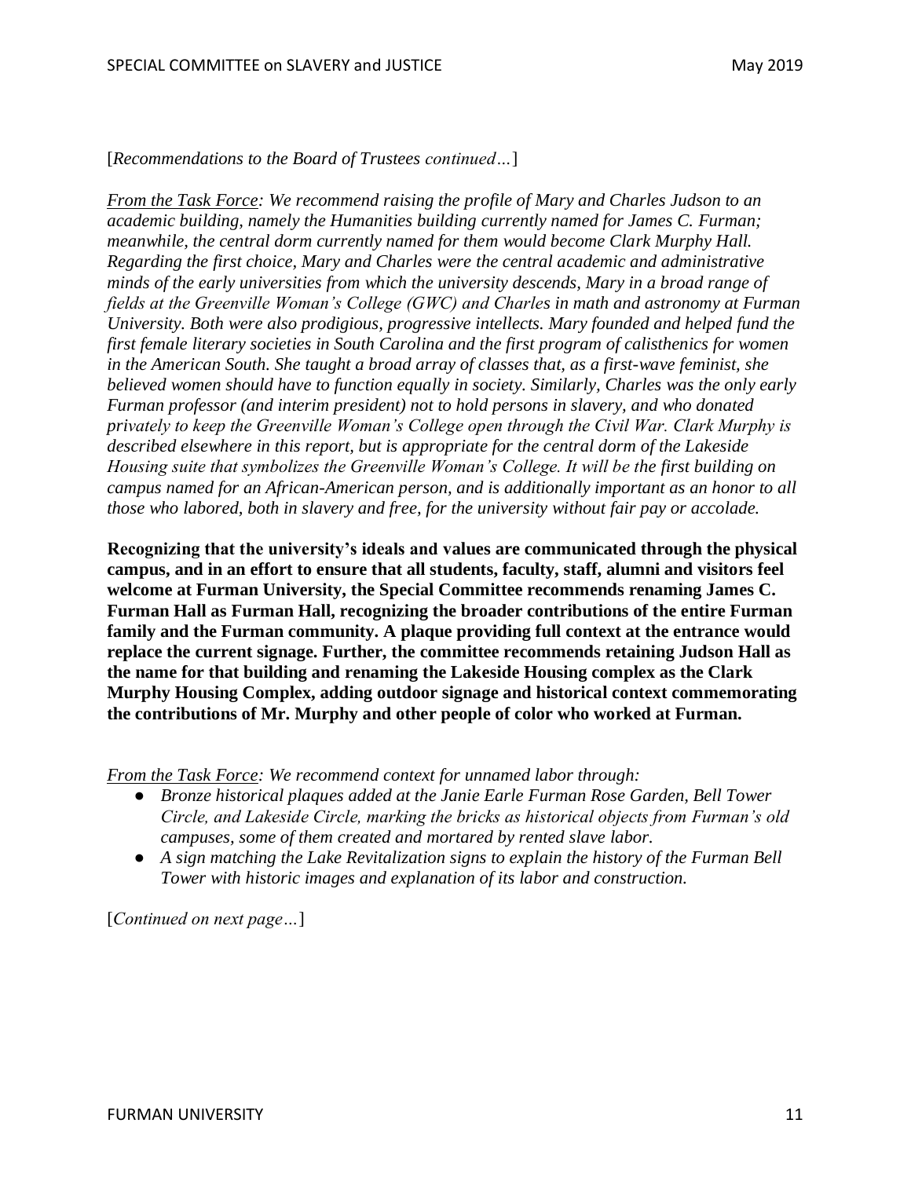[*Recommendations to the Board of Trustees continued…*]

*<u>From the Task Force</u>: We recommend raising the profile of Mary and Charles Judson to an academic building, namely the Humanities building currently named for James C. Furman; meanwhile, the central dorm currently named for them would become Clark Murphy Hall. Regarding the first choice, Mary and Charles were the central academic and administrative minds of the early universities from which the university descends, Mary in a broad range of fields at the Greenville Woman's College (GWC) and Charles in math and astronomy at Furman University. Both were also prodigious, progressive intellects. Mary founded and helped fund the first female literary societies in South Carolina and the first program of calisthenics for women in the American South. She taught a broad array of classes that, as a first-wave feminist, she believed women should have to function equally in society. Similarly, Charles was the only early Furman professor (and interim president) not to hold persons in slavery, and who donated privately to keep the Greenville Woman's College open through the Civil War. Clark Murphy is described elsewhere in this report, but is appropriate for the central dorm of the Lakeside Housing suite that symbolizes the Greenville Woman's College. It will be the first building on campus named for an African-American person, and is additionally important as an honor to all those who labored, both in slavery and free, for the university without fair pay or accolade.*

**Recognizing that the university's ideals and values are communicated through the physical campus, and in an effort to ensure that all students, faculty, staff, alumni and visitors feel welcome at Furman University, the Special Committee recommends renaming James C. Furman Hall as Furman Hall, recognizing the broader contributions of the entire Furman family and the Furman community. A plaque providing full context at the entrance would replace the current signage. Further, the committee recommends retaining Judson Hall as the name for that building and renaming the Lakeside Housing complex as the Clark Murphy Housing Complex, adding outdoor signage and historical context commemorating the contributions of Mr. Murphy and other people of color who worked at Furman.**

*<u>From the Task Force</u>: We recommend context for unnamed labor through:*

- *Bronze historical plaques added at the Janie Earle Furman Rose Garden, Bell Tower Circle, and Lakeside Circle, marking the bricks as historical objects from Furman's old campuses, some of them created and mortared by rented slave labor.*
- *A sign matching the Lake Revitalization signs to explain the history of the Furman Bell Tower with historic images and explanation of its labor and construction.*

[*Continued on next page…*]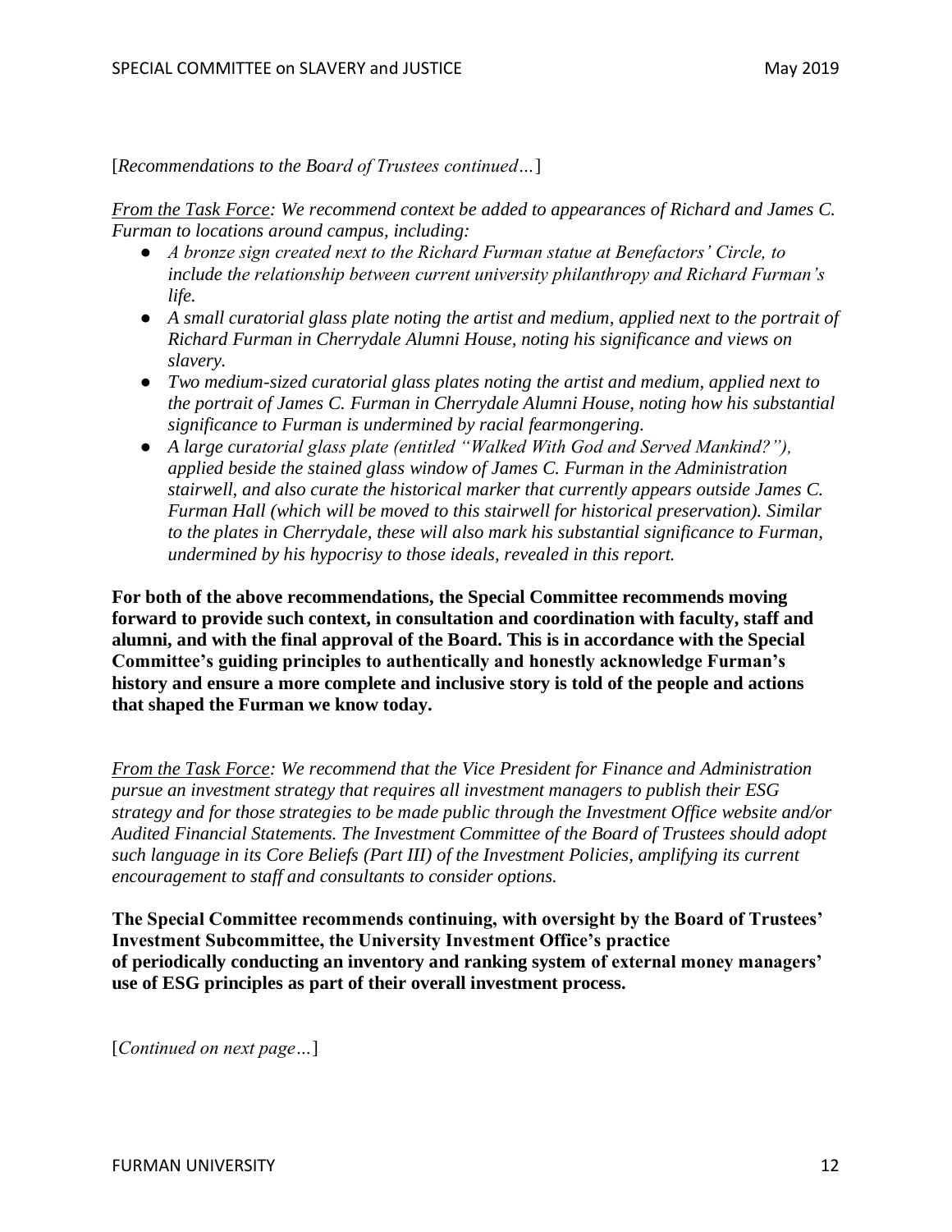[*Recommendations to the Board of Trustees continued…*]

*From the Task Force: We recommend context be added to appearances of Richard and James C. Furman to locations around campus, including:*

- *A bronze sign created next to the Richard Furman statue at Benefactors' Circle, to include the relationship between current university philanthropy and Richard Furman's life.*
- *A small curatorial glass plate noting the artist and medium, applied next to the portrait of Richard Furman in Cherrydale Alumni House, noting his significance and views on slavery.*
- *Two medium-sized curatorial glass plates noting the artist and medium, applied next to the portrait of James C. Furman in Cherrydale Alumni House, noting how his substantial significance to Furman is undermined by racial fearmongering.*
- *A large curatorial glass plate (entitled "Walked With God and Served Mankind?"), applied beside the stained glass window of James C. Furman in the Administration stairwell, and also curate the historical marker that currently appears outside James C. Furman Hall (which will be moved to this stairwell for historical preservation). Similar to the plates in Cherrydale, these will also mark his substantial significance to Furman, undermined by his hypocrisy to those ideals, revealed in this report.*

**For both of the above recommendations, the Special Committee recommends moving forward to provide such context, in consultation and coordination with faculty, staff and alumni, and with the final approval of the Board. This is in accordance with the Special Committee's guiding principles to authentically and honestly acknowledge Furman's history and ensure a more complete and inclusive story is told of the people and actions that shaped the Furman we know today.**

*From the Task Force: We recommend that the Vice President for Finance and Administration pursue an investment strategy that requires all investment managers to publish their ESG strategy and for those strategies to be made public through the Investment Office website and/or Audited Financial Statements. The Investment Committee of the Board of Trustees should adopt such language in its Core Beliefs (Part III) of the Investment Policies, amplifying its current encouragement to staff and consultants to consider options.*

**The Special Committee recommends continuing, with oversight by the Board of Trustees' Investment Subcommittee, the University Investment Office's practice of periodically conducting an inventory and ranking system of external money managers' use of ESG principles as part of their overall investment process.**

[*Continued on next page…*]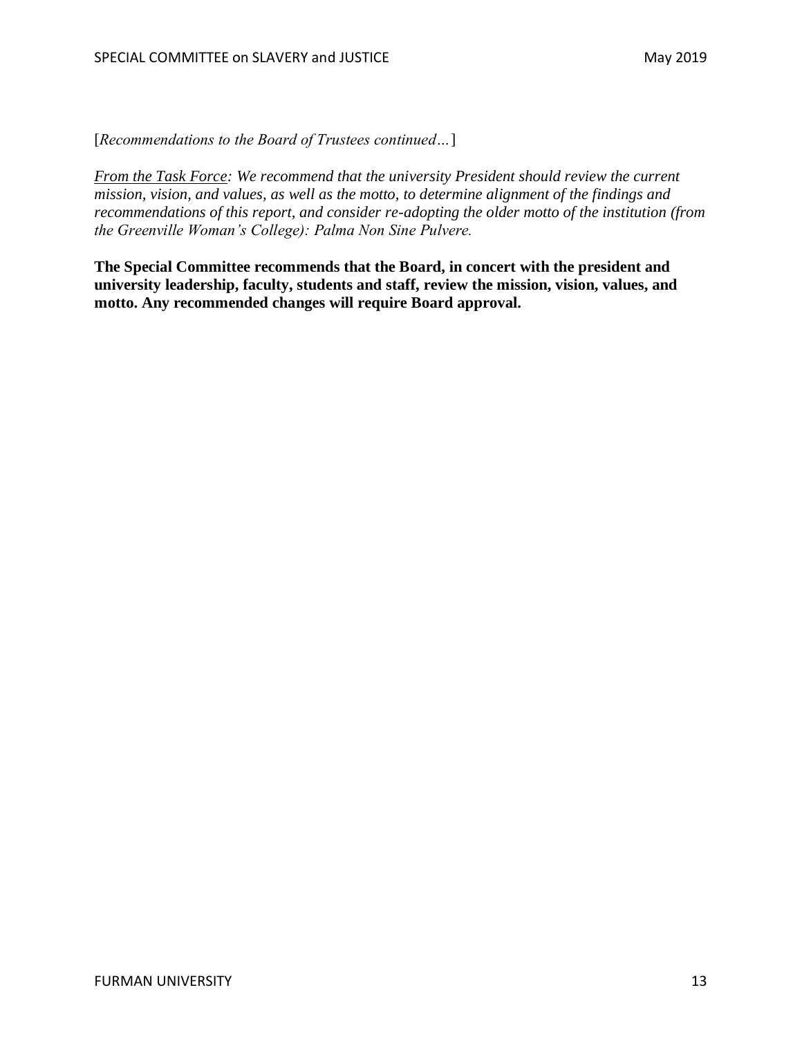[*Recommendations to the Board of Trustees continued…*]

*From the Task Force: We recommend that the university President should review the current mission, vision, and values, as well as the motto, to determine alignment of the findings and recommendations of this report, and consider re-adopting the older motto of the institution (from the Greenville Woman's College): Palma Non Sine Pulvere.*

**The Special Committee recommends that the Board, in concert with the president and university leadership, faculty, students and staff, review the mission, vision, values, and motto. Any recommended changes will require Board approval.**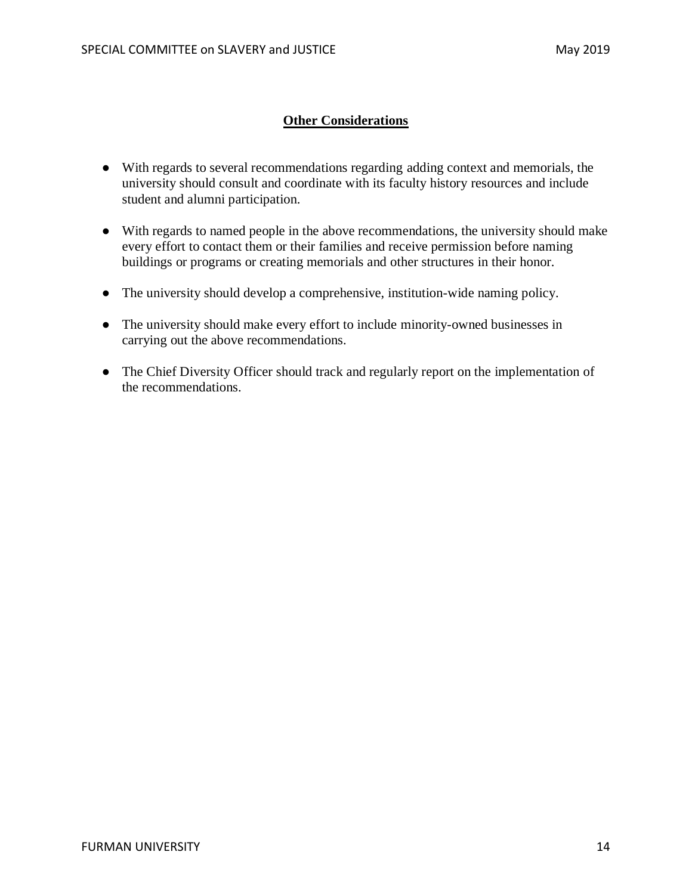## Other Considerations

- With regards to several recommendations regarding adding context and memorials, the university should consult and coordinate with its faculty history resources and include student and alumni participation.
- With regards to named people in the above recommendations, the university should make every effort to contact them or their families and receive permission before naming buildings or programs or creating memorials and other structures in their honor.
- The university should develop a comprehensive, institution-wide naming policy.
- The university should make every effort to include minority-owned businesses in carrying out the above recommendations.
- The Chief Diversity Officer should track and regularly report on the implementation of the recommendations.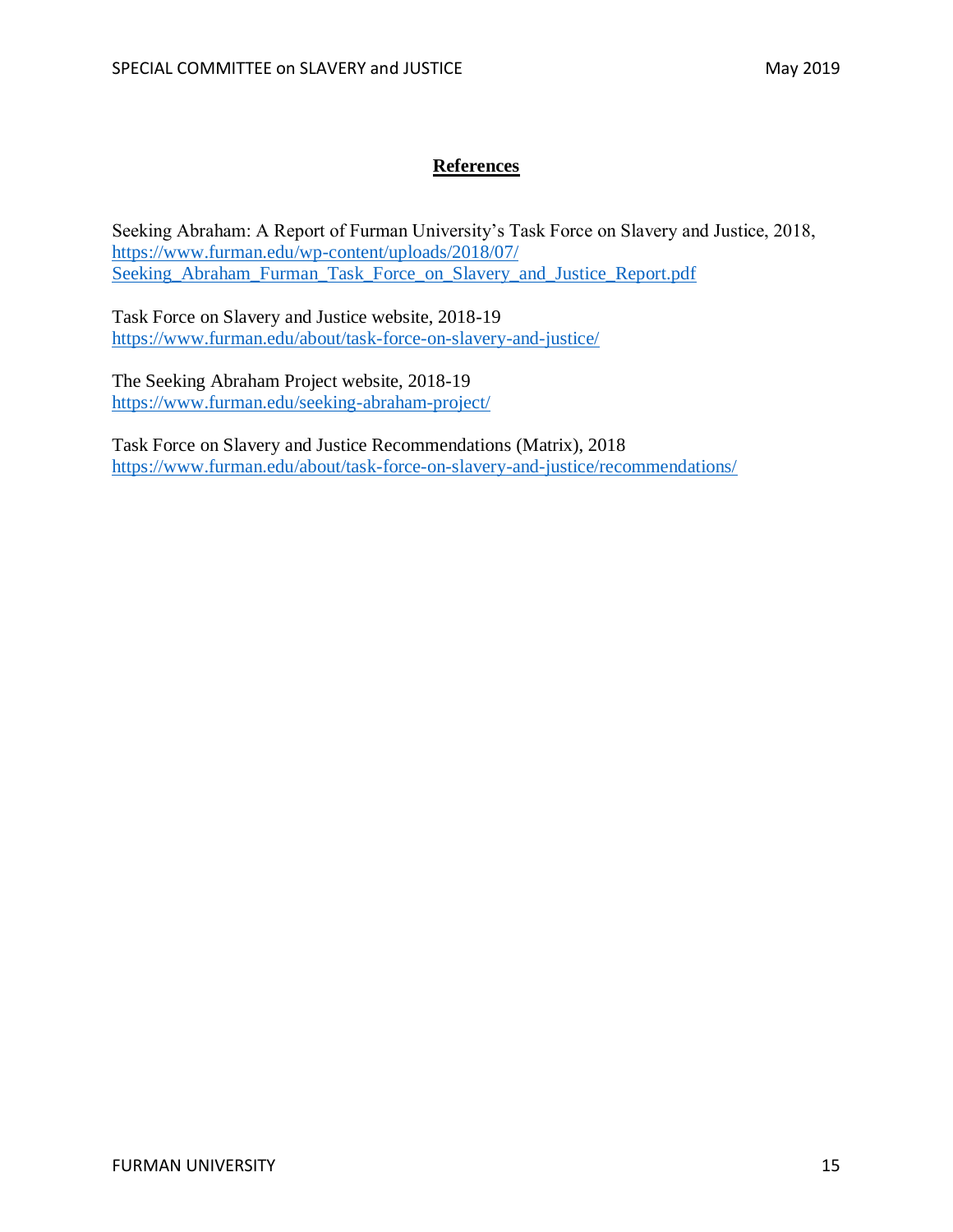## References

Seeking Abraham: A Report of Furman University's Task Force on Slavery and Justice, 2018, https://www.furman.edu/wp-content/uploads/2018/07/Seeking_Abraham_Furman_Task_Force_on_Slavery_and_Justice_Report.pdf

Task Force on Slavery and Justice website, 2018-19
https://www.furman.edu/about/task-force-on-slavery-and-justice/

The Seeking Abraham Project website, 2018-19
https://www.furman.edu/seeking-abraham-project/

Task Force on Slavery and Justice Recommendations (Matrix), 2018
https://www.furman.edu/about/task-force-on-slavery-and-justice/recommendations/